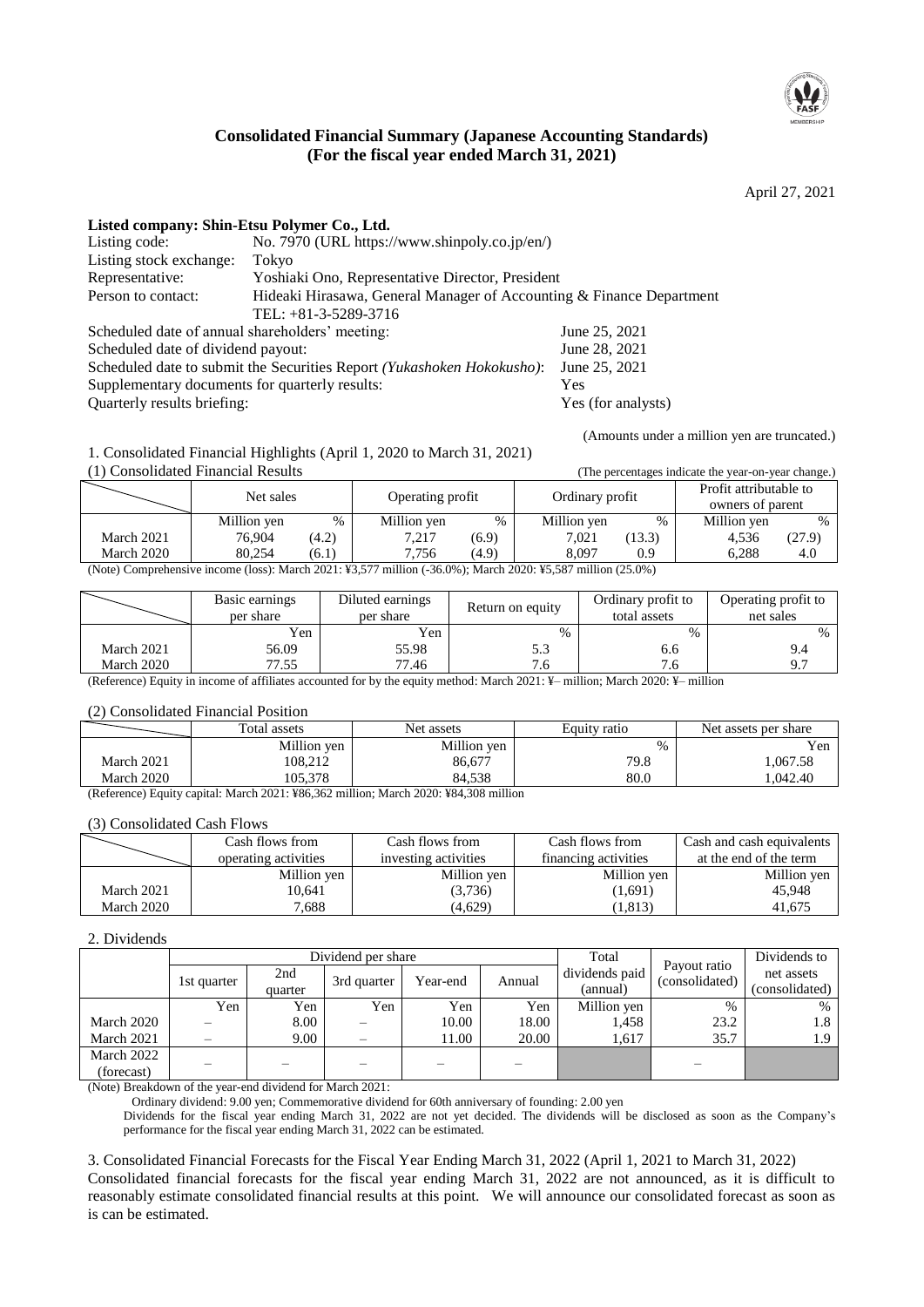## Consolidated Financial Summary (Japanese Accounting Standards)
## (For the fiscal year ended March 31, 2021)

April 27, 2021

**Listed company: Shin-Etsu Polymer Co., Ltd.**

| | |
|---|---|
| Listing code: | No. 7970 (URL https://www.shinpoly.co.jp/en/) |
| Listing stock exchange: | Tokyo |
| Representative: | Yoshiaki Ono, Representative Director, President |
| Person to contact: | Hideaki Hirasawa, General Manager of Accounting & Finance Department<br>TEL: +81-3-5289-3716 |

| | |
|---|---|
| Scheduled date of annual shareholders' meeting: | June 25, 2021 |
| Scheduled date of dividend payout: | June 28, 2021 |
| Scheduled date to submit the Securities Report *(Yukashoken Hokokusho)*: | June 25, 2021 |
| Supplementary documents for quarterly results: | Yes |
| Quarterly results briefing: | Yes (for analysts) |

(Amounts under a million yen are truncated.)

1. Consolidated Financial Highlights (April 1, 2020 to March 31, 2021)

(1) Consolidated Financial Results

(The percentages indicate the year-on-year change.)

| | Net sales | | Operating profit | | Ordinary profit | | Profit attributable to owners of parent | |
|---|---|---|---|---|---|---|---|---|
| | Million yen | % | Million yen | % | Million yen | % | Million yen | % |
| March 2021 | 76,904 | (4.2) | 7,217 | (6.9) | 7,021 | (13.3) | 4,536 | (27.9) |
| March 2020 | 80,254 | (6.1) | 7,756 | (4.9) | 8,097 | 0.9 | 6,288 | 4.0 |

(Note) Comprehensive income (loss): March 2021: ¥3,577 million (-36.0%); March 2020: ¥5,587 million (25.0%)

| | Basic earnings per share | Diluted earnings per share | Return on equity | Ordinary profit to total assets | Operating profit to net sales |
|---|---|---|---|---|---|
| | Yen | Yen | % | % | % |
| March 2021 | 56.09 | 55.98 | 5.3 | 6.6 | 9.4 |
| March 2020 | 77.55 | 77.46 | 7.6 | 7.6 | 9.7 |

(Reference) Equity in income of affiliates accounted for by the equity method: March 2021: ¥– million; March 2020: ¥– million

(2) Consolidated Financial Position

| | Total assets | Net assets | Equity ratio | Net assets per share |
|---|---|---|---|---|
| | Million yen | Million yen | % | Yen |
| March 2021 | 108,212 | 86,677 | 79.8 | 1,067.58 |
| March 2020 | 105,378 | 84,538 | 80.0 | 1,042.40 |

(Reference) Equity capital: March 2021: ¥86,362 million; March 2020: ¥84,308 million

(3) Consolidated Cash Flows

| | Cash flows from operating activities | Cash flows from investing activities | Cash flows from financing activities | Cash and cash equivalents at the end of the term |
|---|---|---|---|---|
| | Million yen | Million yen | Million yen | Million yen |
| March 2021 | 10,641 | (3,736) | (1,691) | 45,948 |
| March 2020 | 7,688 | (4,629) | (1,813) | 41,675 |

2. Dividends

| | Dividend per share | | | | | Total dividends paid (annual) | Payout ratio (consolidated) | Dividends to net assets (consolidated) |
|---|---|---|---|---|---|---|---|---|
| | 1st quarter | 2nd quarter | 3rd quarter | Year-end | Annual | | | |
| | Yen | Yen | Yen | Yen | Yen | Million yen | % | % |
| March 2020 | – | 8.00 | – | 10.00 | 18.00 | 1,458 | 23.2 | 1.8 |
| March 2021 | – | 9.00 | – | 11.00 | 20.00 | 1,617 | 35.7 | 1.9 |
| March 2022 (forecast) | – | – | – | – | – | | – | |

(Note) Breakdown of the year-end dividend for March 2021:

Ordinary dividend: 9.00 yen; Commemorative dividend for 60th anniversary of founding: 2.00 yen

Dividends for the fiscal year ending March 31, 2022 are not yet decided. The dividends will be disclosed as soon as the Company's performance for the fiscal year ending March 31, 2022 can be estimated.

3. Consolidated Financial Forecasts for the Fiscal Year Ending March 31, 2022 (April 1, 2021 to March 31, 2022)

Consolidated financial forecasts for the fiscal year ending March 31, 2022 are not announced, as it is difficult to reasonably estimate consolidated financial results at this point. We will announce our consolidated forecast as soon as is can be estimated.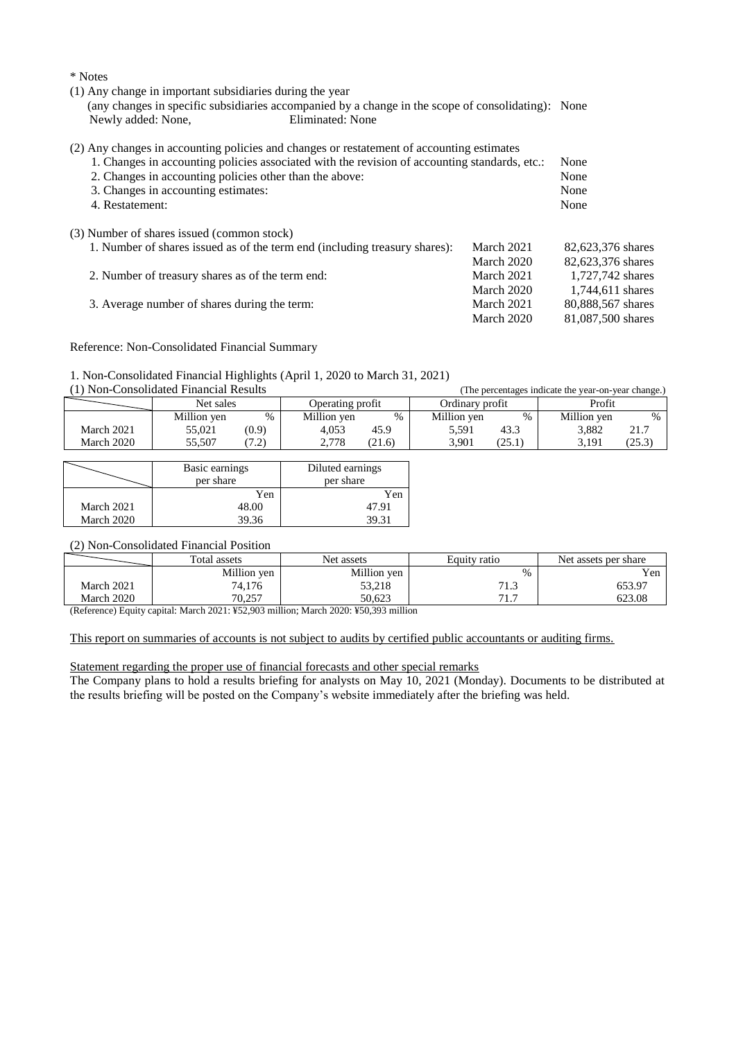\* Notes

(1) Any change in important subsidiaries during the year
(any changes in specific subsidiaries accompanied by a change in the scope of consolidating): None
Newly added: None, Eliminated: None

(2) Any changes in accounting policies and changes or restatement of accounting estimates

| | |
|---|---|
| 1. Changes in accounting policies associated with the revision of accounting standards, etc.: | None |
| 2. Changes in accounting policies other than the above: | None |
| 3. Changes in accounting estimates: | None |
| 4. Restatement: | None |

(3) Number of shares issued (common stock)

| | | |
|---|---|---|
| 1. Number of shares issued as of the term end (including treasury shares): | March 2021 | 82,623,376 shares |
| | March 2020 | 82,623,376 shares |
| 2. Number of treasury shares as of the term end: | March 2021 | 1,727,742 shares |
| | March 2020 | 1,744,611 shares |
| 3. Average number of shares during the term: | March 2021 | 80,888,567 shares |
| | March 2020 | 81,087,500 shares |

Reference: Non-Consolidated Financial Summary

1. Non-Consolidated Financial Highlights (April 1, 2020 to March 31, 2021)

(1) Non-Consolidated Financial Results

(The percentages indicate the year-on-year change.)

| | Net sales | | Operating profit | | Ordinary profit | | Profit | |
|---|---|---|---|---|---|---|---|---|
| | Million yen | % | Million yen | % | Million yen | % | Million yen | % |
| March 2021 | 55,021 | (0.9) | 4,053 | 45.9 | 5,591 | 43.3 | 3,882 | 21.7 |
| March 2020 | 55,507 | (7.2) | 2,778 | (21.6) | 3,901 | (25.1) | 3,191 | (25.3) |

| | Basic earnings per share | Diluted earnings per share |
|---|---|---|
| | Yen | Yen |
| March 2021 | 48.00 | 47.91 |
| March 2020 | 39.36 | 39.31 |

(2) Non-Consolidated Financial Position

| | Total assets | Net assets | Equity ratio | Net assets per share |
|---|---|---|---|---|
| | Million yen | Million yen | % | Yen |
| March 2021 | 74,176 | 53,218 | 71.3 | 653.97 |
| March 2020 | 70,257 | 50,623 | 71.7 | 623.08 |

(Reference) Equity capital: March 2021: ¥52,903 million; March 2020: ¥50,393 million

This report on summaries of accounts is not subject to audits by certified public accountants or auditing firms.

Statement regarding the proper use of financial forecasts and other special remarks

The Company plans to hold a results briefing for analysts on May 10, 2021 (Monday). Documents to be distributed at the results briefing will be posted on the Company's website immediately after the briefing was held.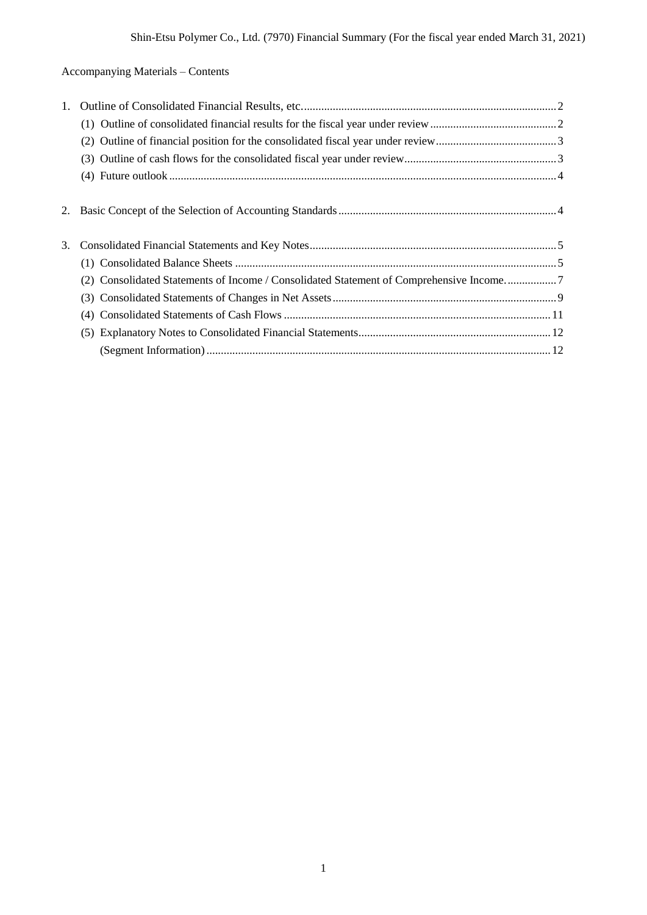Accompanying Materials – Contents

1. Outline of Consolidated Financial Results, etc. .......... 2
   - (1) Outline of consolidated financial results for the fiscal year under review .......... 2
   - (2) Outline of financial position for the consolidated fiscal year under review .......... 3
   - (3) Outline of cash flows for the consolidated fiscal year under review .......... 3
   - (4) Future outlook .......... 4

2. Basic Concept of the Selection of Accounting Standards .......... 4

3. Consolidated Financial Statements and Key Notes .......... 5
   - (1) Consolidated Balance Sheets .......... 5
   - (2) Consolidated Statements of Income / Consolidated Statement of Comprehensive Income. .......... 7
   - (3) Consolidated Statements of Changes in Net Assets .......... 9
   - (4) Consolidated Statements of Cash Flows .......... 11
   - (5) Explanatory Notes to Consolidated Financial Statements .......... 12
     - (Segment Information) .......... 12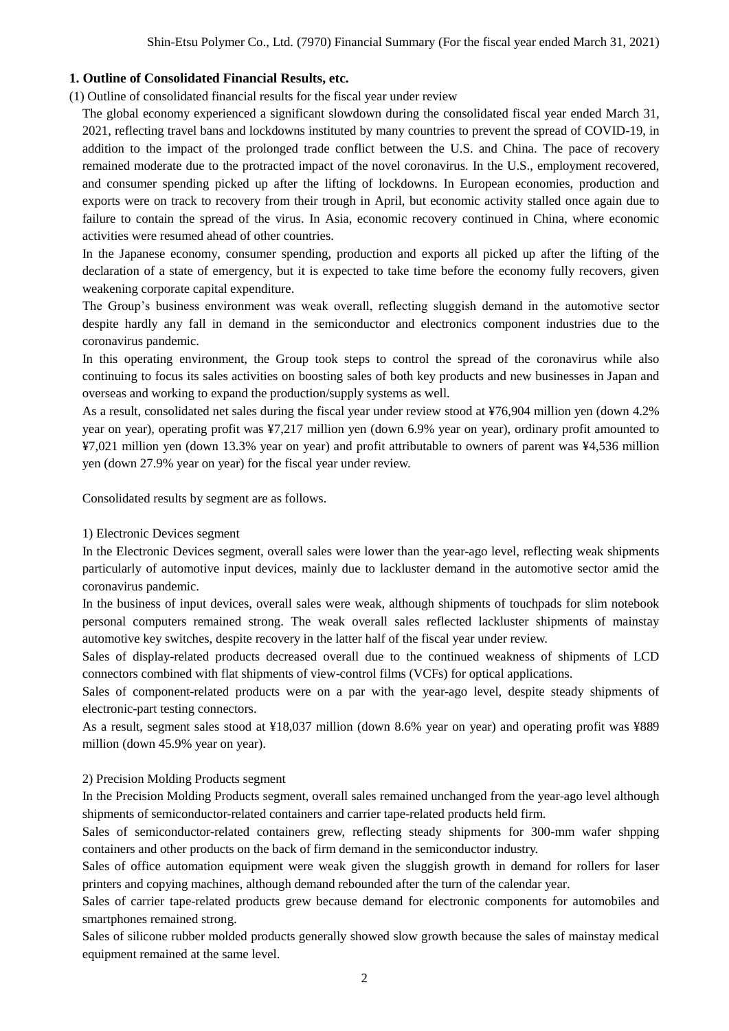## 1. Outline of Consolidated Financial Results, etc.

(1) Outline of consolidated financial results for the fiscal year under review

The global economy experienced a significant slowdown during the consolidated fiscal year ended March 31, 2021, reflecting travel bans and lockdowns instituted by many countries to prevent the spread of COVID-19, in addition to the impact of the prolonged trade conflict between the U.S. and China. The pace of recovery remained moderate due to the protracted impact of the novel coronavirus. In the U.S., employment recovered, and consumer spending picked up after the lifting of lockdowns. In European economies, production and exports were on track to recovery from their trough in April, but economic activity stalled once again due to failure to contain the spread of the virus. In Asia, economic recovery continued in China, where economic activities were resumed ahead of other countries.

In the Japanese economy, consumer spending, production and exports all picked up after the lifting of the declaration of a state of emergency, but it is expected to take time before the economy fully recovers, given weakening corporate capital expenditure.

The Group's business environment was weak overall, reflecting sluggish demand in the automotive sector despite hardly any fall in demand in the semiconductor and electronics component industries due to the coronavirus pandemic.

In this operating environment, the Group took steps to control the spread of the coronavirus while also continuing to focus its sales activities on boosting sales of both key products and new businesses in Japan and overseas and working to expand the production/supply systems as well.

As a result, consolidated net sales during the fiscal year under review stood at ¥76,904 million yen (down 4.2% year on year), operating profit was ¥7,217 million yen (down 6.9% year on year), ordinary profit amounted to ¥7,021 million yen (down 13.3% year on year) and profit attributable to owners of parent was ¥4,536 million yen (down 27.9% year on year) for the fiscal year under review.

Consolidated results by segment are as follows.

1) Electronic Devices segment

In the Electronic Devices segment, overall sales were lower than the year-ago level, reflecting weak shipments particularly of automotive input devices, mainly due to lackluster demand in the automotive sector amid the coronavirus pandemic.

In the business of input devices, overall sales were weak, although shipments of touchpads for slim notebook personal computers remained strong. The weak overall sales reflected lackluster shipments of mainstay automotive key switches, despite recovery in the latter half of the fiscal year under review.

Sales of display-related products decreased overall due to the continued weakness of shipments of LCD connectors combined with flat shipments of view-control films (VCFs) for optical applications.

Sales of component-related products were on a par with the year-ago level, despite steady shipments of electronic-part testing connectors.

As a result, segment sales stood at ¥18,037 million (down 8.6% year on year) and operating profit was ¥889 million (down 45.9% year on year).

2) Precision Molding Products segment

In the Precision Molding Products segment, overall sales remained unchanged from the year-ago level although shipments of semiconductor-related containers and carrier tape-related products held firm.

Sales of semiconductor-related containers grew, reflecting steady shipments for 300-mm wafer shpping containers and other products on the back of firm demand in the semiconductor industry.

Sales of office automation equipment were weak given the sluggish growth in demand for rollers for laser printers and copying machines, although demand rebounded after the turn of the calendar year.

Sales of carrier tape-related products grew because demand for electronic components for automobiles and smartphones remained strong.

Sales of silicone rubber molded products generally showed slow growth because the sales of mainstay medical equipment remained at the same level.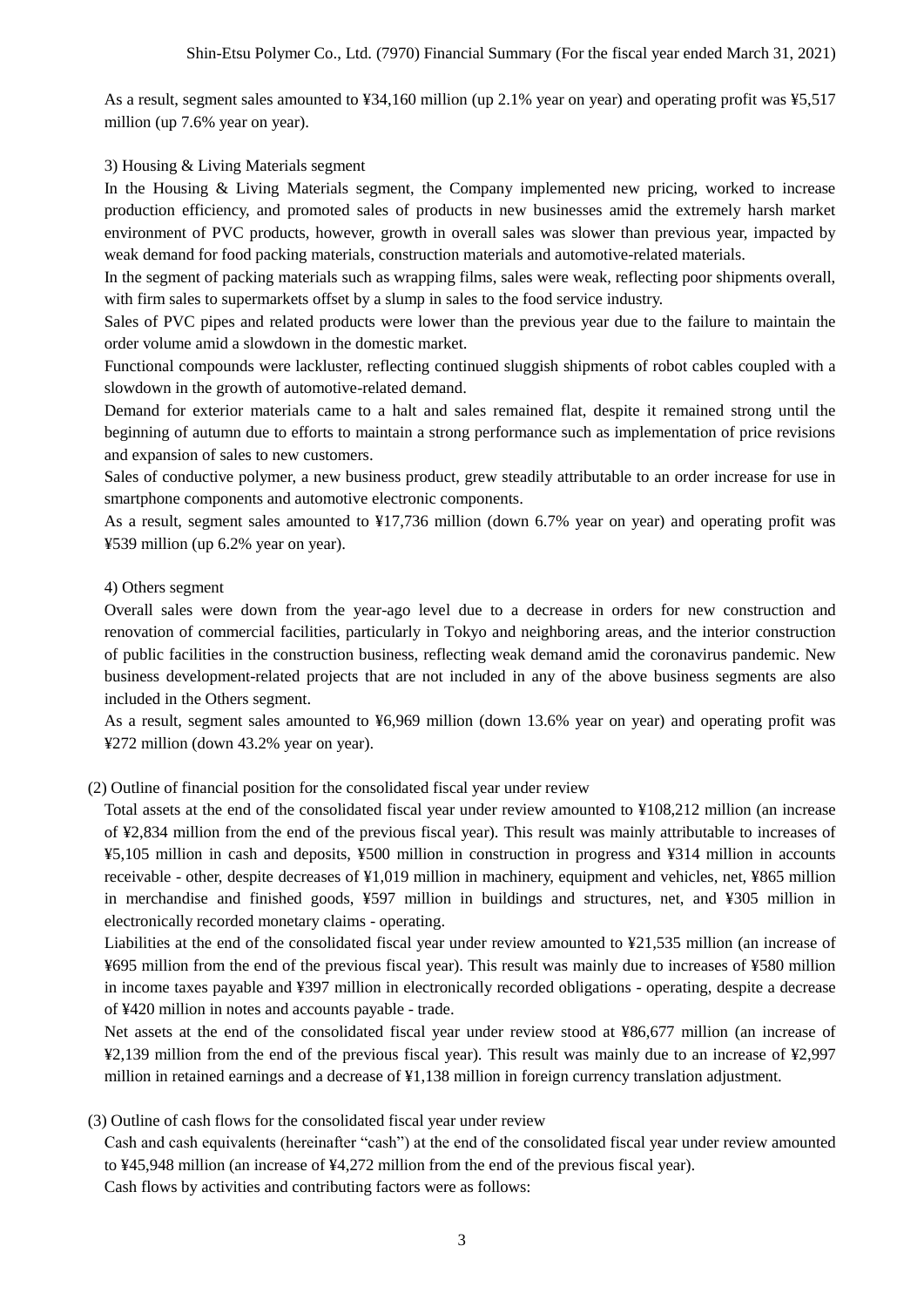As a result, segment sales amounted to ¥34,160 million (up 2.1% year on year) and operating profit was ¥5,517 million (up 7.6% year on year).

3) Housing & Living Materials segment

In the Housing & Living Materials segment, the Company implemented new pricing, worked to increase production efficiency, and promoted sales of products in new businesses amid the extremely harsh market environment of PVC products, however, growth in overall sales was slower than previous year, impacted by weak demand for food packing materials, construction materials and automotive-related materials.

In the segment of packing materials such as wrapping films, sales were weak, reflecting poor shipments overall, with firm sales to supermarkets offset by a slump in sales to the food service industry.

Sales of PVC pipes and related products were lower than the previous year due to the failure to maintain the order volume amid a slowdown in the domestic market.

Functional compounds were lackluster, reflecting continued sluggish shipments of robot cables coupled with a slowdown in the growth of automotive-related demand.

Demand for exterior materials came to a halt and sales remained flat, despite it remained strong until the beginning of autumn due to efforts to maintain a strong performance such as implementation of price revisions and expansion of sales to new customers.

Sales of conductive polymer, a new business product, grew steadily attributable to an order increase for use in smartphone components and automotive electronic components.

As a result, segment sales amounted to ¥17,736 million (down 6.7% year on year) and operating profit was ¥539 million (up 6.2% year on year).

4) Others segment

Overall sales were down from the year-ago level due to a decrease in orders for new construction and renovation of commercial facilities, particularly in Tokyo and neighboring areas, and the interior construction of public facilities in the construction business, reflecting weak demand amid the coronavirus pandemic. New business development-related projects that are not included in any of the above business segments are also included in the Others segment.

As a result, segment sales amounted to ¥6,969 million (down 13.6% year on year) and operating profit was ¥272 million (down 43.2% year on year).

(2) Outline of financial position for the consolidated fiscal year under review

Total assets at the end of the consolidated fiscal year under review amounted to ¥108,212 million (an increase of ¥2,834 million from the end of the previous fiscal year). This result was mainly attributable to increases of ¥5,105 million in cash and deposits, ¥500 million in construction in progress and ¥314 million in accounts receivable - other, despite decreases of ¥1,019 million in machinery, equipment and vehicles, net, ¥865 million in merchandise and finished goods, ¥597 million in buildings and structures, net, and ¥305 million in electronically recorded monetary claims - operating.

Liabilities at the end of the consolidated fiscal year under review amounted to ¥21,535 million (an increase of ¥695 million from the end of the previous fiscal year). This result was mainly due to increases of ¥580 million in income taxes payable and ¥397 million in electronically recorded obligations - operating, despite a decrease of ¥420 million in notes and accounts payable - trade.

Net assets at the end of the consolidated fiscal year under review stood at ¥86,677 million (an increase of ¥2,139 million from the end of the previous fiscal year). This result was mainly due to an increase of ¥2,997 million in retained earnings and a decrease of ¥1,138 million in foreign currency translation adjustment.

(3) Outline of cash flows for the consolidated fiscal year under review

Cash and cash equivalents (hereinafter "cash") at the end of the consolidated fiscal year under review amounted to ¥45,948 million (an increase of ¥4,272 million from the end of the previous fiscal year).

Cash flows by activities and contributing factors were as follows: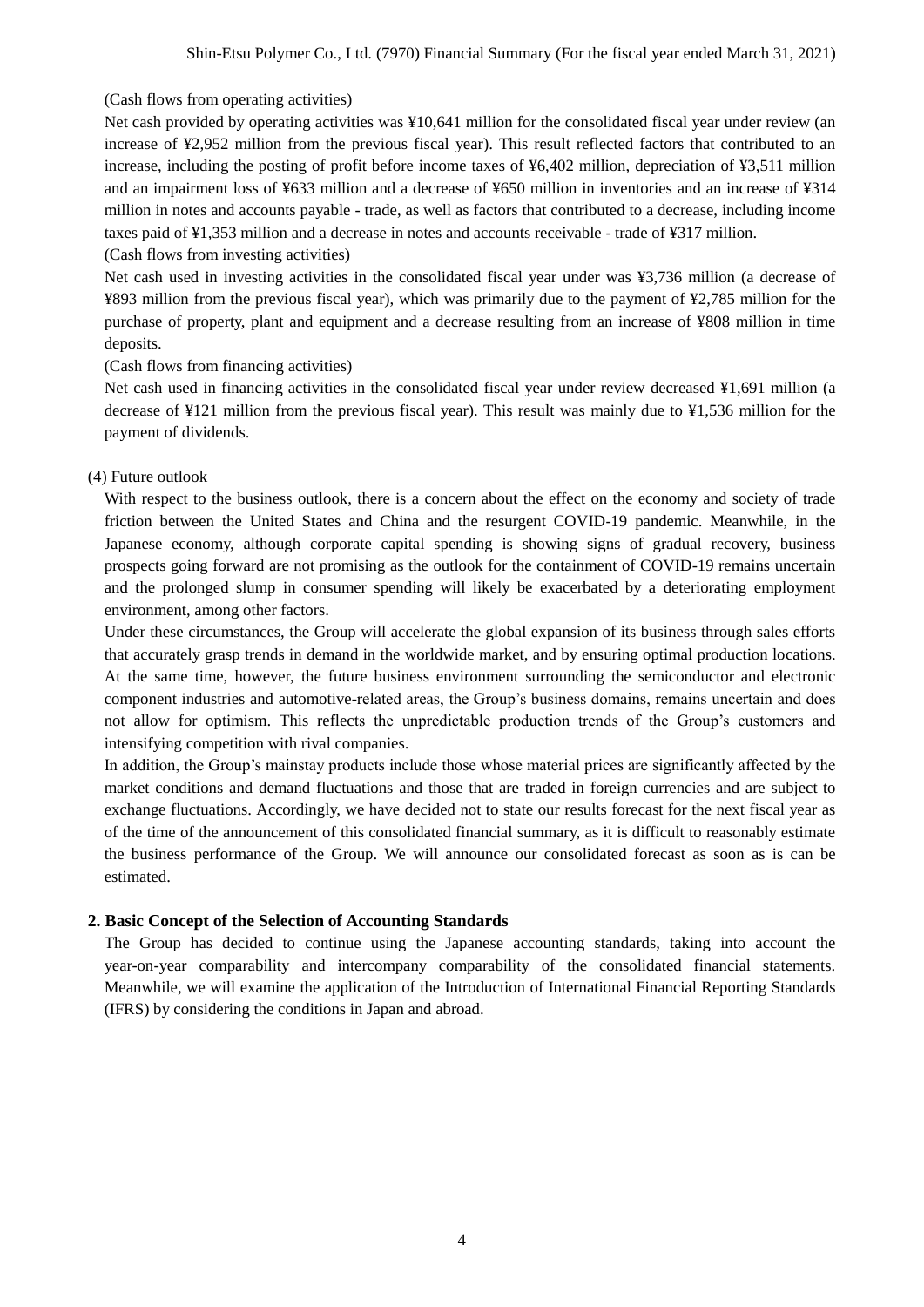(Cash flows from operating activities)

Net cash provided by operating activities was ¥10,641 million for the consolidated fiscal year under review (an increase of ¥2,952 million from the previous fiscal year). This result reflected factors that contributed to an increase, including the posting of profit before income taxes of ¥6,402 million, depreciation of ¥3,511 million and an impairment loss of ¥633 million and a decrease of ¥650 million in inventories and an increase of ¥314 million in notes and accounts payable - trade, as well as factors that contributed to a decrease, including income taxes paid of ¥1,353 million and a decrease in notes and accounts receivable - trade of ¥317 million.

(Cash flows from investing activities)

Net cash used in investing activities in the consolidated fiscal year under was ¥3,736 million (a decrease of ¥893 million from the previous fiscal year), which was primarily due to the payment of ¥2,785 million for the purchase of property, plant and equipment and a decrease resulting from an increase of ¥808 million in time deposits.

(Cash flows from financing activities)

Net cash used in financing activities in the consolidated fiscal year under review decreased ¥1,691 million (a decrease of ¥121 million from the previous fiscal year). This result was mainly due to ¥1,536 million for the payment of dividends.

(4) Future outlook

With respect to the business outlook, there is a concern about the effect on the economy and society of trade friction between the United States and China and the resurgent COVID-19 pandemic. Meanwhile, in the Japanese economy, although corporate capital spending is showing signs of gradual recovery, business prospects going forward are not promising as the outlook for the containment of COVID-19 remains uncertain and the prolonged slump in consumer spending will likely be exacerbated by a deteriorating employment environment, among other factors.

Under these circumstances, the Group will accelerate the global expansion of its business through sales efforts that accurately grasp trends in demand in the worldwide market, and by ensuring optimal production locations. At the same time, however, the future business environment surrounding the semiconductor and electronic component industries and automotive-related areas, the Group's business domains, remains uncertain and does not allow for optimism. This reflects the unpredictable production trends of the Group's customers and intensifying competition with rival companies.

In addition, the Group's mainstay products include those whose material prices are significantly affected by the market conditions and demand fluctuations and those that are traded in foreign currencies and are subject to exchange fluctuations. Accordingly, we have decided not to state our results forecast for the next fiscal year as of the time of the announcement of this consolidated financial summary, as it is difficult to reasonably estimate the business performance of the Group. We will announce our consolidated forecast as soon as is can be estimated.

## 2. Basic Concept of the Selection of Accounting Standards

The Group has decided to continue using the Japanese accounting standards, taking into account the year-on-year comparability and intercompany comparability of the consolidated financial statements. Meanwhile, we will examine the application of the Introduction of International Financial Reporting Standards (IFRS) by considering the conditions in Japan and abroad.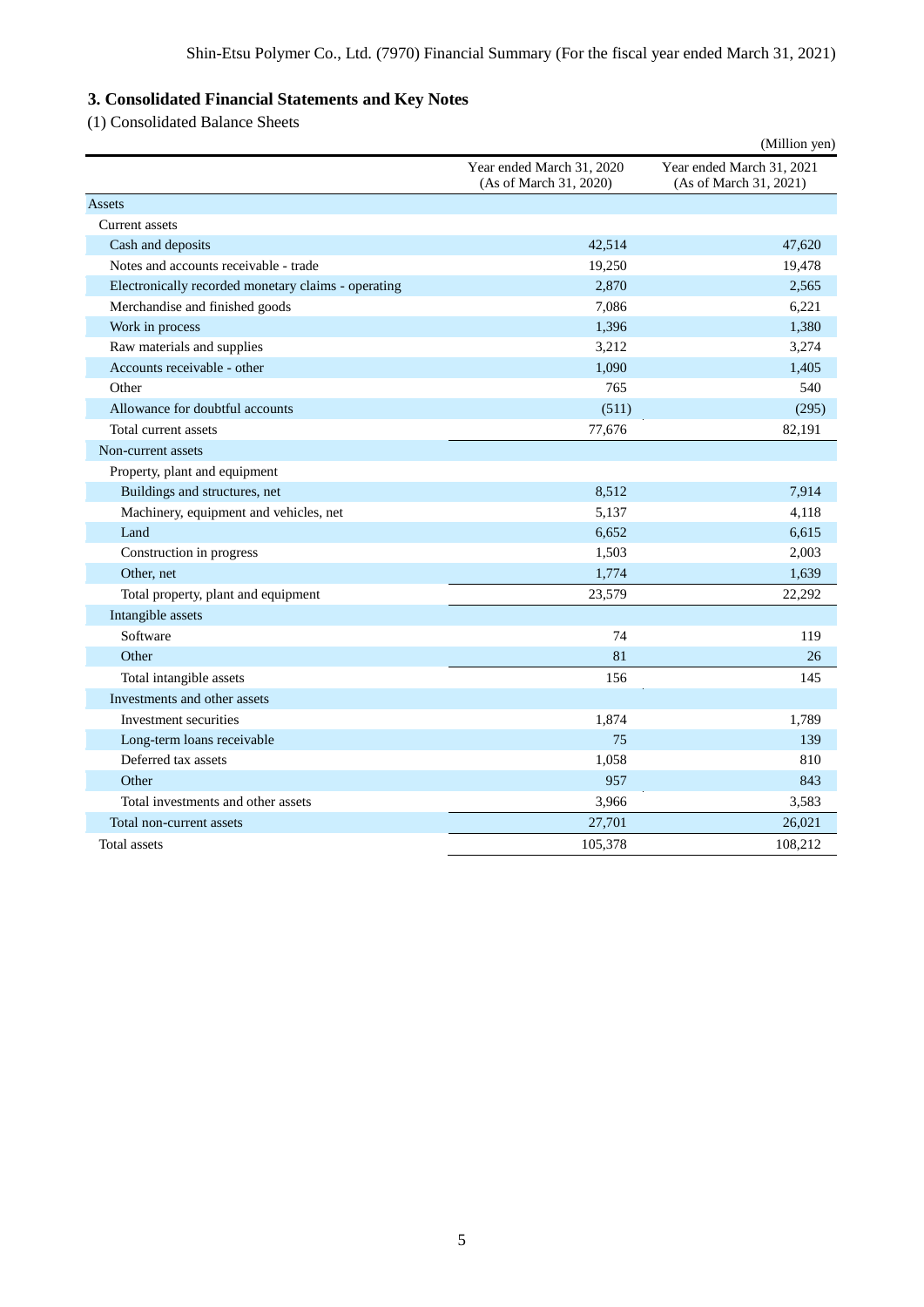## 3. Consolidated Financial Statements and Key Notes

(1) Consolidated Balance Sheets

(Million yen)

| | Year ended March 31, 2020 (As of March 31, 2020) | Year ended March 31, 2021 (As of March 31, 2021) |
|---|---|---|
| Assets | | |
| Current assets | | |
| Cash and deposits | 42,514 | 47,620 |
| Notes and accounts receivable - trade | 19,250 | 19,478 |
| Electronically recorded monetary claims - operating | 2,870 | 2,565 |
| Merchandise and finished goods | 7,086 | 6,221 |
| Work in process | 1,396 | 1,380 |
| Raw materials and supplies | 3,212 | 3,274 |
| Accounts receivable - other | 1,090 | 1,405 |
| Other | 765 | 540 |
| Allowance for doubtful accounts | (511) | (295) |
| Total current assets | 77,676 | 82,191 |
| Non-current assets | | |
| Property, plant and equipment | | |
| Buildings and structures, net | 8,512 | 7,914 |
| Machinery, equipment and vehicles, net | 5,137 | 4,118 |
| Land | 6,652 | 6,615 |
| Construction in progress | 1,503 | 2,003 |
| Other, net | 1,774 | 1,639 |
| Total property, plant and equipment | 23,579 | 22,292 |
| Intangible assets | | |
| Software | 74 | 119 |
| Other | 81 | 26 |
| Total intangible assets | 156 | 145 |
| Investments and other assets | | |
| Investment securities | 1,874 | 1,789 |
| Long-term loans receivable | 75 | 139 |
| Deferred tax assets | 1,058 | 810 |
| Other | 957 | 843 |
| Total investments and other assets | 3,966 | 3,583 |
| Total non-current assets | 27,701 | 26,021 |
| Total assets | 105,378 | 108,212 |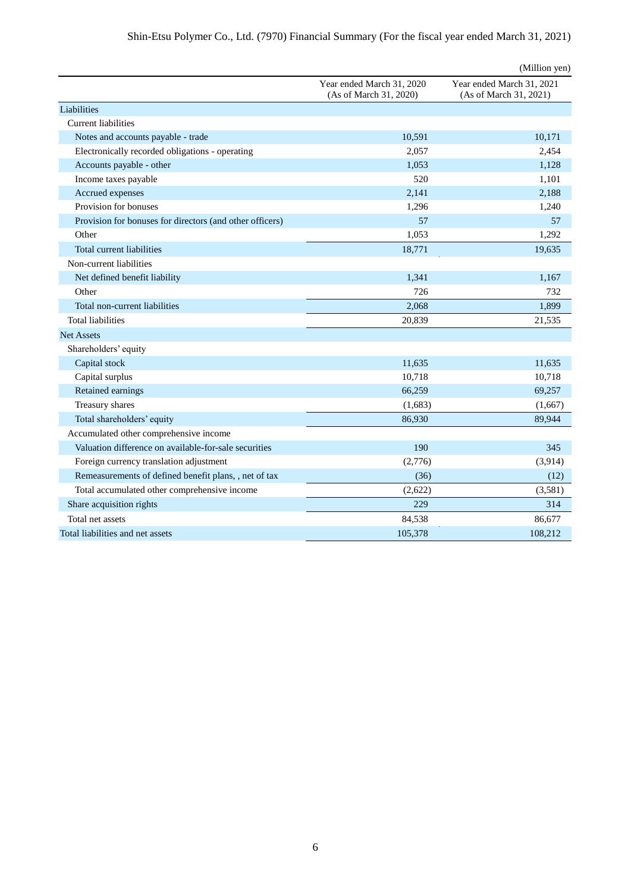(Million yen)

| | Year ended March 31, 2020 (As of March 31, 2020) | Year ended March 31, 2021 (As of March 31, 2021) |
|---|---|---|
| Liabilities | | |
| Current liabilities | | |
| Notes and accounts payable - trade | 10,591 | 10,171 |
| Electronically recorded obligations - operating | 2,057 | 2,454 |
| Accounts payable - other | 1,053 | 1,128 |
| Income taxes payable | 520 | 1,101 |
| Accrued expenses | 2,141 | 2,188 |
| Provision for bonuses | 1,296 | 1,240 |
| Provision for bonuses for directors (and other officers) | 57 | 57 |
| Other | 1,053 | 1,292 |
| Total current liabilities | 18,771 | 19,635 |
| Non-current liabilities | | |
| Net defined benefit liability | 1,341 | 1,167 |
| Other | 726 | 732 |
| Total non-current liabilities | 2,068 | 1,899 |
| Total liabilities | 20,839 | 21,535 |
| Net Assets | | |
| Shareholders' equity | | |
| Capital stock | 11,635 | 11,635 |
| Capital surplus | 10,718 | 10,718 |
| Retained earnings | 66,259 | 69,257 |
| Treasury shares | (1,683) | (1,667) |
| Total shareholders' equity | 86,930 | 89,944 |
| Accumulated other comprehensive income | | |
| Valuation difference on available-for-sale securities | 190 | 345 |
| Foreign currency translation adjustment | (2,776) | (3,914) |
| Remeasurements of defined benefit plans, , net of tax | (36) | (12) |
| Total accumulated other comprehensive income | (2,622) | (3,581) |
| Share acquisition rights | 229 | 314 |
| Total net assets | 84,538 | 86,677 |
| Total liabilities and net assets | 105,378 | 108,212 |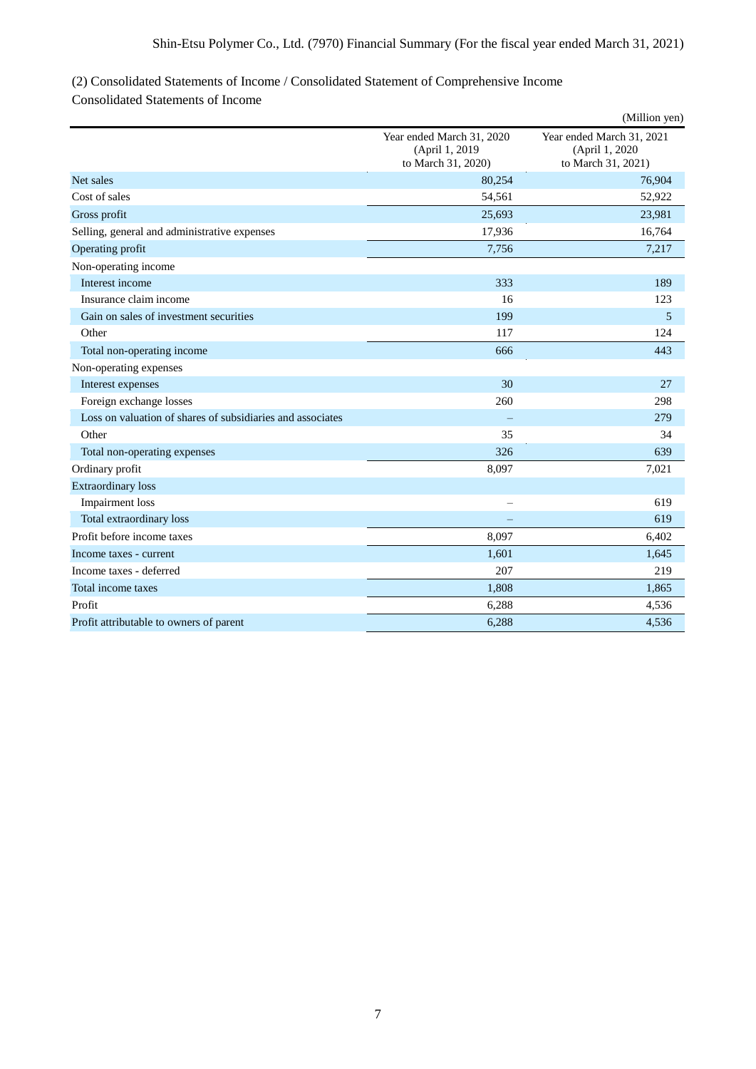## (2) Consolidated Statements of Income / Consolidated Statement of Comprehensive Income

### Consolidated Statements of Income

(Million yen)

| | Year ended March 31, 2020 (April 1, 2019 to March 31, 2020) | Year ended March 31, 2021 (April 1, 2020 to March 31, 2021) |
|---|---|---|
| Net sales | 80,254 | 76,904 |
| Cost of sales | 54,561 | 52,922 |
| Gross profit | 25,693 | 23,981 |
| Selling, general and administrative expenses | 17,936 | 16,764 |
| Operating profit | 7,756 | 7,217 |
| Non-operating income | | |
| Interest income | 333 | 189 |
| Insurance claim income | 16 | 123 |
| Gain on sales of investment securities | 199 | 5 |
| Other | 117 | 124 |
| Total non-operating income | 666 | 443 |
| Non-operating expenses | | |
| Interest expenses | 30 | 27 |
| Foreign exchange losses | 260 | 298 |
| Loss on valuation of shares of subsidiaries and associates | – | 279 |
| Other | 35 | 34 |
| Total non-operating expenses | 326 | 639 |
| Ordinary profit | 8,097 | 7,021 |
| Extraordinary loss | | |
| Impairment loss | – | 619 |
| Total extraordinary loss | – | 619 |
| Profit before income taxes | 8,097 | 6,402 |
| Income taxes - current | 1,601 | 1,645 |
| Income taxes - deferred | 207 | 219 |
| Total income taxes | 1,808 | 1,865 |
| Profit | 6,288 | 4,536 |
| Profit attributable to owners of parent | 6,288 | 4,536 |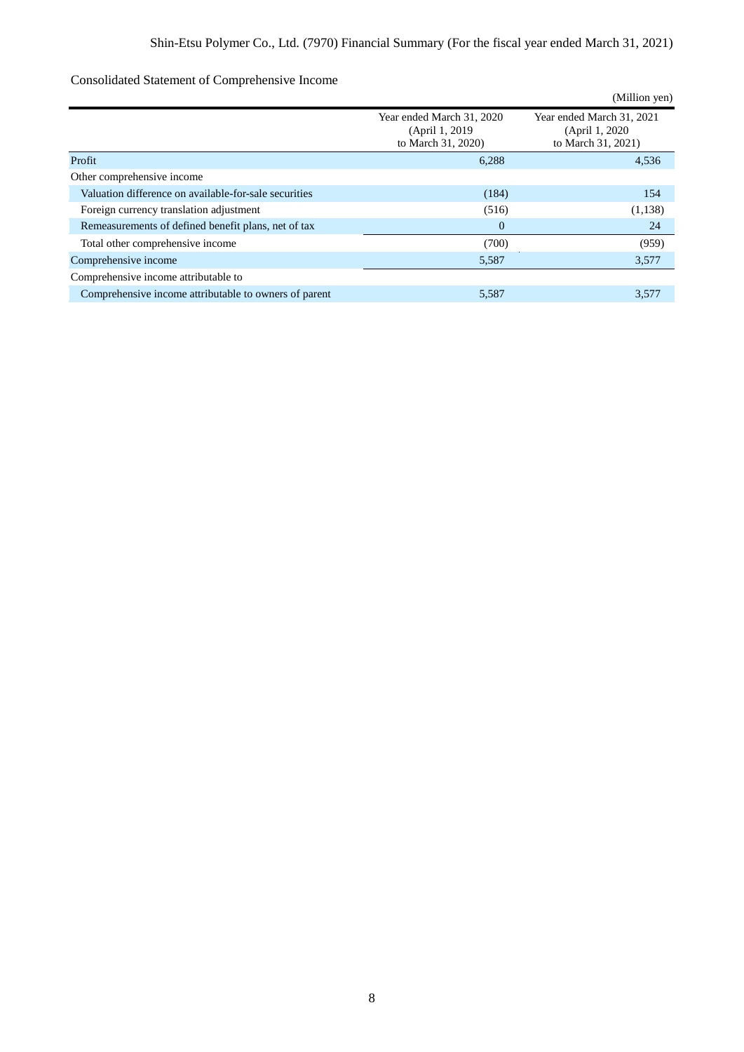Consolidated Statement of Comprehensive Income

(Million yen)

| | Year ended March 31, 2020 (April 1, 2019 to March 31, 2020) | Year ended March 31, 2021 (April 1, 2020 to March 31, 2021) |
|---|---|---|
| Profit | 6,288 | 4,536 |
| Other comprehensive income | | |
| Valuation difference on available-for-sale securities | (184) | 154 |
| Foreign currency translation adjustment | (516) | (1,138) |
| Remeasurements of defined benefit plans, net of tax | 0 | 24 |
| Total other comprehensive income | (700) | (959) |
| Comprehensive income | 5,587 | 3,577 |
| Comprehensive income attributable to | | |
| Comprehensive income attributable to owners of parent | 5,587 | 3,577 |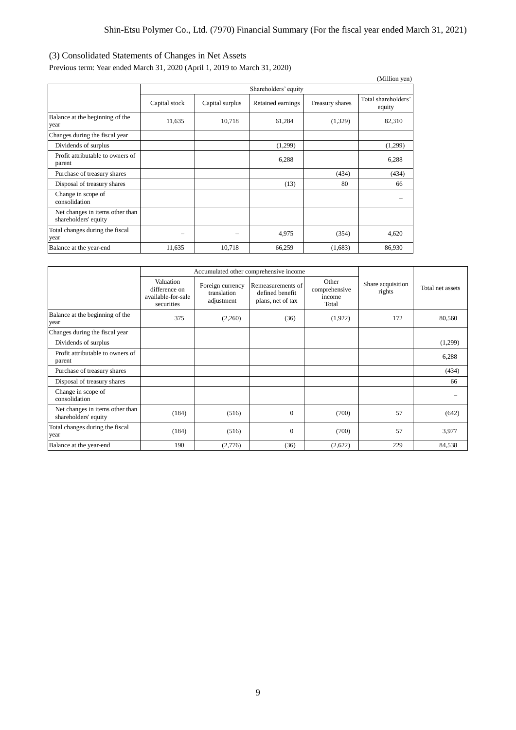## (3) Consolidated Statements of Changes in Net Assets

Previous term: Year ended March 31, 2020 (April 1, 2019 to March 31, 2020)

(Million yen)

| | Shareholders' equity | | | | |
|---|---|---|---|---|---|
| | Capital stock | Capital surplus | Retained earnings | Treasury shares | Total shareholders' equity |
| Balance at the beginning of the year | 11,635 | 10,718 | 61,284 | (1,329) | 82,310 |
| Changes during the fiscal year | | | | | |
| Dividends of surplus | | | (1,299) | | (1,299) |
| Profit attributable to owners of parent | | | 6,288 | | 6,288 |
| Purchase of treasury shares | | | | (434) | (434) |
| Disposal of treasury shares | | | (13) | 80 | 66 |
| Change in scope of consolidation | | | | | – |
| Net changes in items other than shareholders' equity | | | | | |
| Total changes during the fiscal year | – | – | 4,975 | (354) | 4,620 |
| Balance at the year-end | 11,635 | 10,718 | 66,259 | (1,683) | 86,930 |

| | Accumulated other comprehensive income | | | | Share acquisition rights | Total net assets |
|---|---|---|---|---|---|---|
| | Valuation difference on available-for-sale securities | Foreign currency translation adjustment | Remeasurements of defined benefit plans, net of tax | Other comprehensive income Total | | |
| Balance at the beginning of the year | 375 | (2,260) | (36) | (1,922) | 172 | 80,560 |
| Changes during the fiscal year | | | | | | |
| Dividends of surplus | | | | | | (1,299) |
| Profit attributable to owners of parent | | | | | | 6,288 |
| Purchase of treasury shares | | | | | | (434) |
| Disposal of treasury shares | | | | | | 66 |
| Change in scope of consolidation | | | | | | – |
| Net changes in items other than shareholders' equity | (184) | (516) | 0 | (700) | 57 | (642) |
| Total changes during the fiscal year | (184) | (516) | 0 | (700) | 57 | 3,977 |
| Balance at the year-end | 190 | (2,776) | (36) | (2,622) | 229 | 84,538 |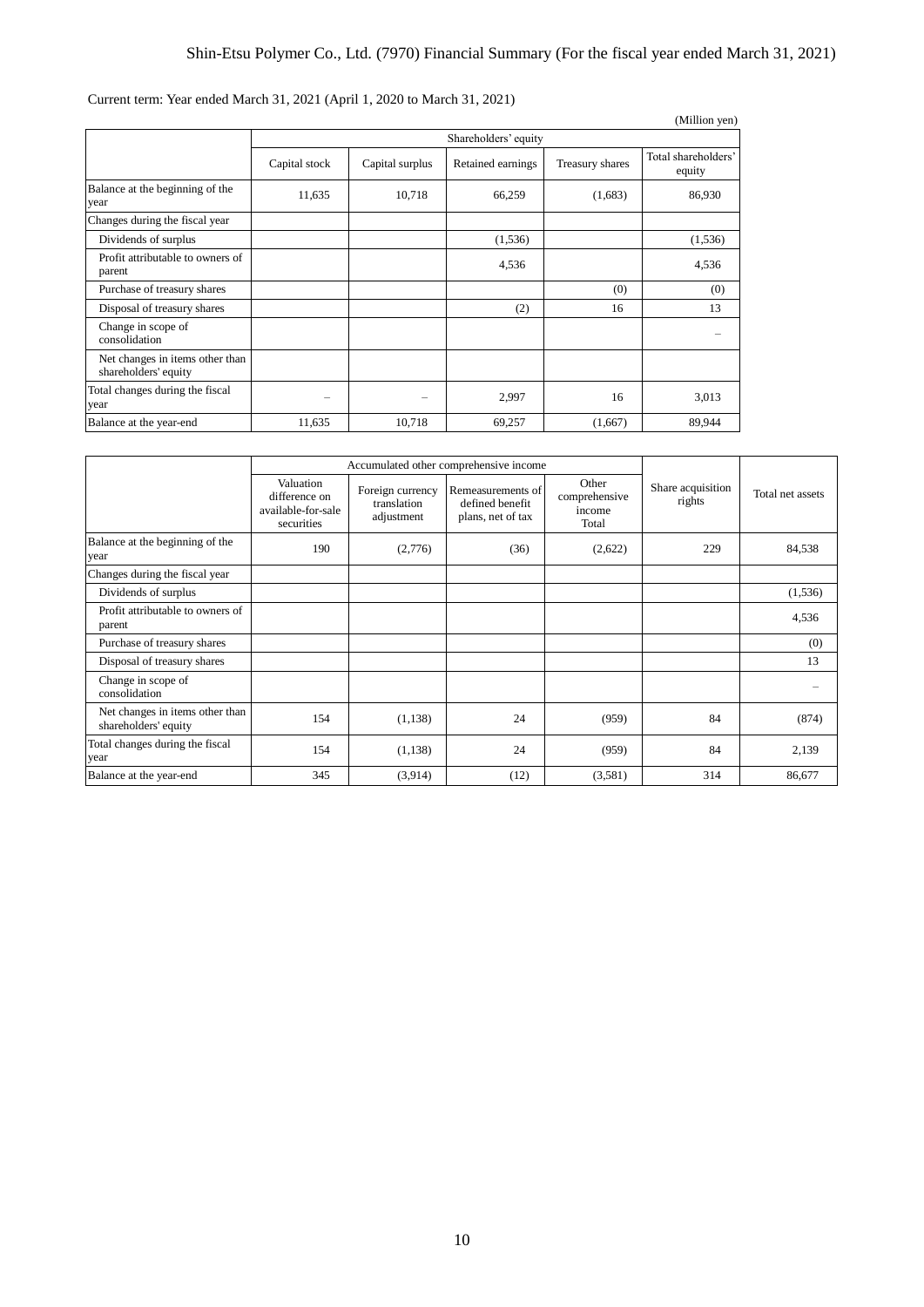Current term: Year ended March 31, 2021 (April 1, 2020 to March 31, 2021)

(Million yen)

| | Shareholders' equity | | | | |
|---|---|---|---|---|---|
| | Capital stock | Capital surplus | Retained earnings | Treasury shares | Total shareholders' equity |
| Balance at the beginning of the year | 11,635 | 10,718 | 66,259 | (1,683) | 86,930 |
| Changes during the fiscal year | | | | | |
| Dividends of surplus | | | (1,536) | | (1,536) |
| Profit attributable to owners of parent | | | 4,536 | | 4,536 |
| Purchase of treasury shares | | | | (0) | (0) |
| Disposal of treasury shares | | | (2) | 16 | 13 |
| Change in scope of consolidation | | | | | – |
| Net changes in items other than shareholders' equity | | | | | |
| Total changes during the fiscal year | – | – | 2,997 | 16 | 3,013 |
| Balance at the year-end | 11,635 | 10,718 | 69,257 | (1,667) | 89,944 |

| | Accumulated other comprehensive income | | | | Share acquisition rights | Total net assets |
|---|---|---|---|---|---|---|
| | Valuation difference on available-for-sale securities | Foreign currency translation adjustment | Remeasurements of defined benefit plans, net of tax | Other comprehensive income Total | | |
| Balance at the beginning of the year | 190 | (2,776) | (36) | (2,622) | 229 | 84,538 |
| Changes during the fiscal year | | | | | | |
| Dividends of surplus | | | | | | (1,536) |
| Profit attributable to owners of parent | | | | | | 4,536 |
| Purchase of treasury shares | | | | | | (0) |
| Disposal of treasury shares | | | | | | 13 |
| Change in scope of consolidation | | | | | | – |
| Net changes in items other than shareholders' equity | 154 | (1,138) | 24 | (959) | 84 | (874) |
| Total changes during the fiscal year | 154 | (1,138) | 24 | (959) | 84 | 2,139 |
| Balance at the year-end | 345 | (3,914) | (12) | (3,581) | 314 | 86,677 |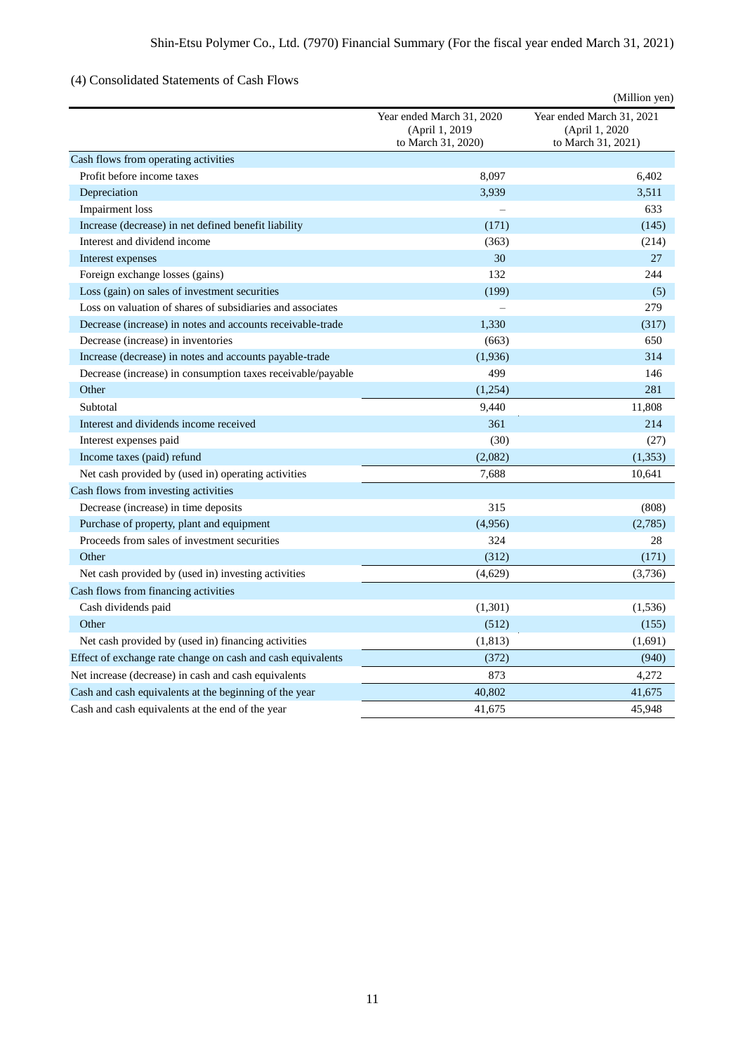## (4) Consolidated Statements of Cash Flows

(Million yen)

| | Year ended March 31, 2020 (April 1, 2019 to March 31, 2020) | Year ended March 31, 2021 (April 1, 2020 to March 31, 2021) |
|---|---|---|
| Cash flows from operating activities | | |
| Profit before income taxes | 8,097 | 6,402 |
| Depreciation | 3,939 | 3,511 |
| Impairment loss | – | 633 |
| Increase (decrease) in net defined benefit liability | (171) | (145) |
| Interest and dividend income | (363) | (214) |
| Interest expenses | 30 | 27 |
| Foreign exchange losses (gains) | 132 | 244 |
| Loss (gain) on sales of investment securities | (199) | (5) |
| Loss on valuation of shares of subsidiaries and associates | – | 279 |
| Decrease (increase) in notes and accounts receivable-trade | 1,330 | (317) |
| Decrease (increase) in inventories | (663) | 650 |
| Increase (decrease) in notes and accounts payable-trade | (1,936) | 314 |
| Decrease (increase) in consumption taxes receivable/payable | 499 | 146 |
| Other | (1,254) | 281 |
| Subtotal | 9,440 | 11,808 |
| Interest and dividends income received | 361 | 214 |
| Interest expenses paid | (30) | (27) |
| Income taxes (paid) refund | (2,082) | (1,353) |
| Net cash provided by (used in) operating activities | 7,688 | 10,641 |
| Cash flows from investing activities | | |
| Decrease (increase) in time deposits | 315 | (808) |
| Purchase of property, plant and equipment | (4,956) | (2,785) |
| Proceeds from sales of investment securities | 324 | 28 |
| Other | (312) | (171) |
| Net cash provided by (used in) investing activities | (4,629) | (3,736) |
| Cash flows from financing activities | | |
| Cash dividends paid | (1,301) | (1,536) |
| Other | (512) | (155) |
| Net cash provided by (used in) financing activities | (1,813) | (1,691) |
| Effect of exchange rate change on cash and cash equivalents | (372) | (940) |
| Net increase (decrease) in cash and cash equivalents | 873 | 4,272 |
| Cash and cash equivalents at the beginning of the year | 40,802 | 41,675 |
| Cash and cash equivalents at the end of the year | 41,675 | 45,948 |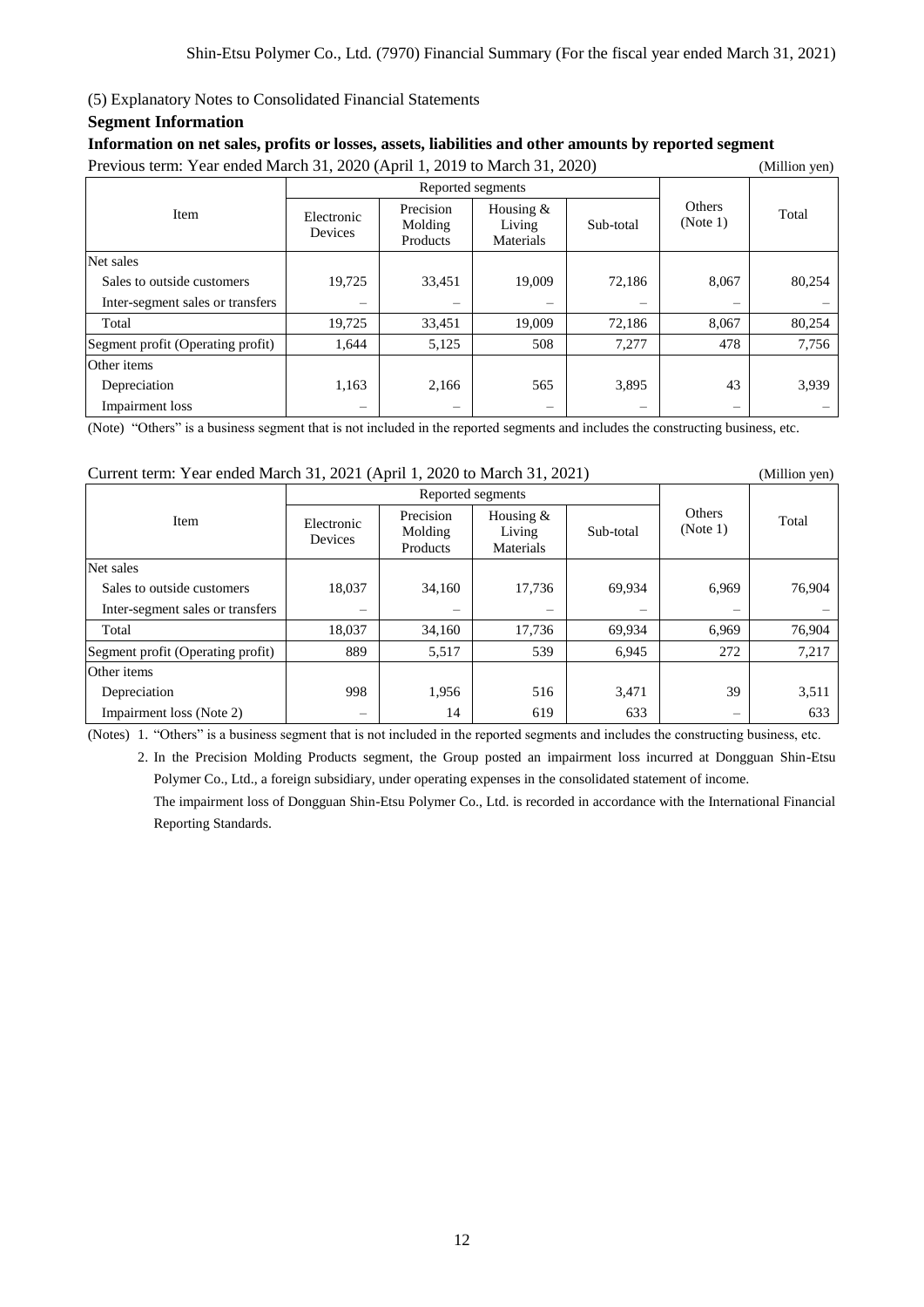(5) Explanatory Notes to Consolidated Financial Statements

## Segment Information

### Information on net sales, profits or losses, assets, liabilities and other amounts by reported segment

Previous term: Year ended March 31, 2020 (April 1, 2019 to March 31, 2020)

(Million yen)

| Item | Reported segments | | | | Others (Note 1) | Total |
|---|---|---|---|---|---|---|
| | Electronic Devices | Precision Molding Products | Housing & Living Materials | Sub-total | | |
| Net sales | | | | | | |
| Sales to outside customers | 19,725 | 33,451 | 19,009 | 72,186 | 8,067 | 80,254 |
| Inter-segment sales or transfers | – | – | – | – | – | – |
| Total | 19,725 | 33,451 | 19,009 | 72,186 | 8,067 | 80,254 |
| Segment profit (Operating profit) | 1,644 | 5,125 | 508 | 7,277 | 478 | 7,756 |
| Other items | | | | | | |
| Depreciation | 1,163 | 2,166 | 565 | 3,895 | 43 | 3,939 |
| Impairment loss | – | – | – | – | – | – |

(Note) "Others" is a business segment that is not included in the reported segments and includes the constructing business, etc.

Current term: Year ended March 31, 2021 (April 1, 2020 to March 31, 2021)

(Million yen)

| Item | Reported segments | | | | Others (Note 1) | Total |
|---|---|---|---|---|---|---|
| | Electronic Devices | Precision Molding Products | Housing & Living Materials | Sub-total | | |
| Net sales | | | | | | |
| Sales to outside customers | 18,037 | 34,160 | 17,736 | 69,934 | 6,969 | 76,904 |
| Inter-segment sales or transfers | – | – | – | – | – | – |
| Total | 18,037 | 34,160 | 17,736 | 69,934 | 6,969 | 76,904 |
| Segment profit (Operating profit) | 889 | 5,517 | 539 | 6,945 | 272 | 7,217 |
| Other items | | | | | | |
| Depreciation | 998 | 1,956 | 516 | 3,471 | 39 | 3,511 |
| Impairment loss (Note 2) | – | 14 | 619 | 633 | – | 633 |

(Notes) 1. "Others" is a business segment that is not included in the reported segments and includes the constructing business, etc.

2. In the Precision Molding Products segment, the Group posted an impairment loss incurred at Dongguan Shin-Etsu Polymer Co., Ltd., a foreign subsidiary, under operating expenses in the consolidated statement of income.
The impairment loss of Dongguan Shin-Etsu Polymer Co., Ltd. is recorded in accordance with the International Financial Reporting Standards.